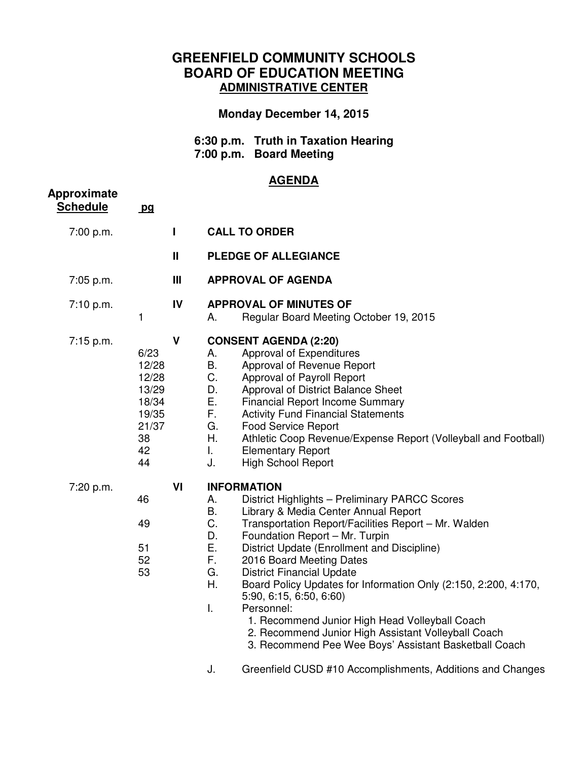# GREENFIELD COMMUNITY SCHOOLS
# BOARD OF EDUCATION MEETING
## ADMINISTRATIVE CENTER

**Monday December 14, 2015**

**6:30 p.m. Truth in Taxation Hearing**
**7:00 p.m. Board Meeting**

## AGENDA

| Approximate Schedule | pg | | |
|---|---|---|---|
| 7:00 p.m. | | **I** | **CALL TO ORDER** |
| | | **II** | **PLEDGE OF ALLEGIANCE** |
| 7:05 p.m. | | **III** | **APPROVAL OF AGENDA** |
| 7:10 p.m. | | **IV** | **APPROVAL OF MINUTES OF** |
| | 1 | | A. Regular Board Meeting October 19, 2015 |
| 7:15 p.m. | | **V** | **CONSENT AGENDA (2:20)** |
| | 6/23 | | A. Approval of Expenditures |
| | 12/28 | | B. Approval of Revenue Report |
| | 12/28 | | C. Approval of Payroll Report |
| | 13/29 | | D. Approval of District Balance Sheet |
| | 18/34 | | E. Financial Report Income Summary |
| | 19/35 | | F. Activity Fund Financial Statements |
| | 21/37 | | G. Food Service Report |
| | 38 | | H. Athletic Coop Revenue/Expense Report (Volleyball and Football) |
| | 42 | | I. Elementary Report |
| | 44 | | J. High School Report |
| 7:20 p.m. | | **VI** | **INFORMATION** |
| | 46 | | A. District Highlights – Preliminary PARCC Scores |
| | | | B. Library & Media Center Annual Report |
| | 49 | | C. Transportation Report/Facilities Report – Mr. Walden |
| | | | D. Foundation Report – Mr. Turpin |
| | 51 | | E. District Update (Enrollment and Discipline) |
| | 52 | | F. 2016 Board Meeting Dates |
| | 53 | | G. District Financial Update |
| | | | H. Board Policy Updates for Information Only (2:150, 2:200, 4:170, 5:90, 6:15, 6:50, 6:60) |
| | | | I. Personnel: 1. Recommend Junior High Head Volleyball Coach 2. Recommend Junior High Assistant Volleyball Coach 3. Recommend Pee Wee Boys' Assistant Basketball Coach |
| | | | J. Greenfield CUSD #10 Accomplishments, Additions and Changes |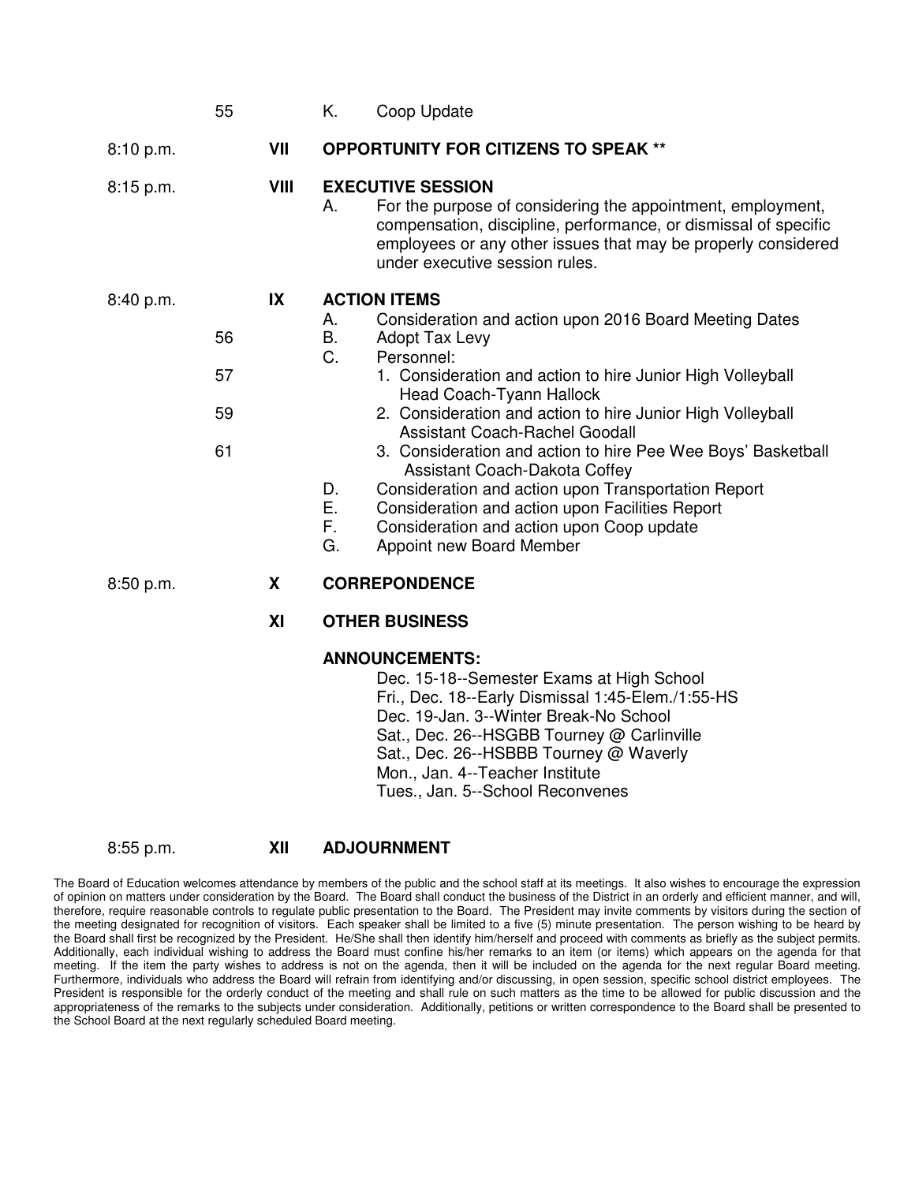55 K. Coop Update

8:10 p.m. **VII OPPORTUNITY FOR CITIZENS TO SPEAK ****

8:15 p.m. **VIII EXECUTIVE SESSION**

A. For the purpose of considering the appointment, employment, compensation, discipline, performance, or dismissal of specific employees or any other issues that may be properly considered under executive session rules.

8:40 p.m. **IX ACTION ITEMS**

A. Consideration and action upon 2016 Board Meeting Dates

56 B. Adopt Tax Levy

C. Personnel:

57 1. Consideration and action to hire Junior High Volleyball Head Coach-Tyann Hallock

59 2. Consideration and action to hire Junior High Volleyball Assistant Coach-Rachel Goodall

61 3. Consideration and action to hire Pee Wee Boys' Basketball Assistant Coach-Dakota Coffey

D. Consideration and action upon Transportation Report

E. Consideration and action upon Facilities Report

F. Consideration and action upon Coop update

G. Appoint new Board Member

8:50 p.m. **X CORREPONDENCE**

**XI OTHER BUSINESS**

**ANNOUNCEMENTS:**

Dec. 15-18--Semester Exams at High School
Fri., Dec. 18--Early Dismissal 1:45-Elem./1:55-HS
Dec. 19-Jan. 3--Winter Break-No School
Sat., Dec. 26--HSGBB Tourney @ Carlinville
Sat., Dec. 26--HSBBB Tourney @ Waverly
Mon., Jan. 4--Teacher Institute
Tues., Jan. 5--School Reconvenes

8:55 p.m. **XII ADJOURNMENT**

The Board of Education welcomes attendance by members of the public and the school staff at its meetings. It also wishes to encourage the expression of opinion on matters under consideration by the Board. The Board shall conduct the business of the District in an orderly and efficient manner, and will, therefore, require reasonable controls to regulate public presentation to the Board. The President may invite comments by visitors during the section of the meeting designated for recognition of visitors. Each speaker shall be limited to a five (5) minute presentation. The person wishing to be heard by the Board shall first be recognized by the President. He/She shall then identify him/herself and proceed with comments as briefly as the subject permits. Additionally, each individual wishing to address the Board must confine his/her remarks to an item (or items) which appears on the agenda for that meeting. If the item the party wishes to address is not on the agenda, then it will be included on the agenda for the next regular Board meeting. Furthermore, individuals who address the Board will refrain from identifying and/or discussing, in open session, specific school district employees. The President is responsible for the orderly conduct of the meeting and shall rule on such matters as the time to be allowed for public discussion and the appropriateness of the remarks to the subjects under consideration. Additionally, petitions or written correspondence to the Board shall be presented to the School Board at the next regularly scheduled Board meeting.